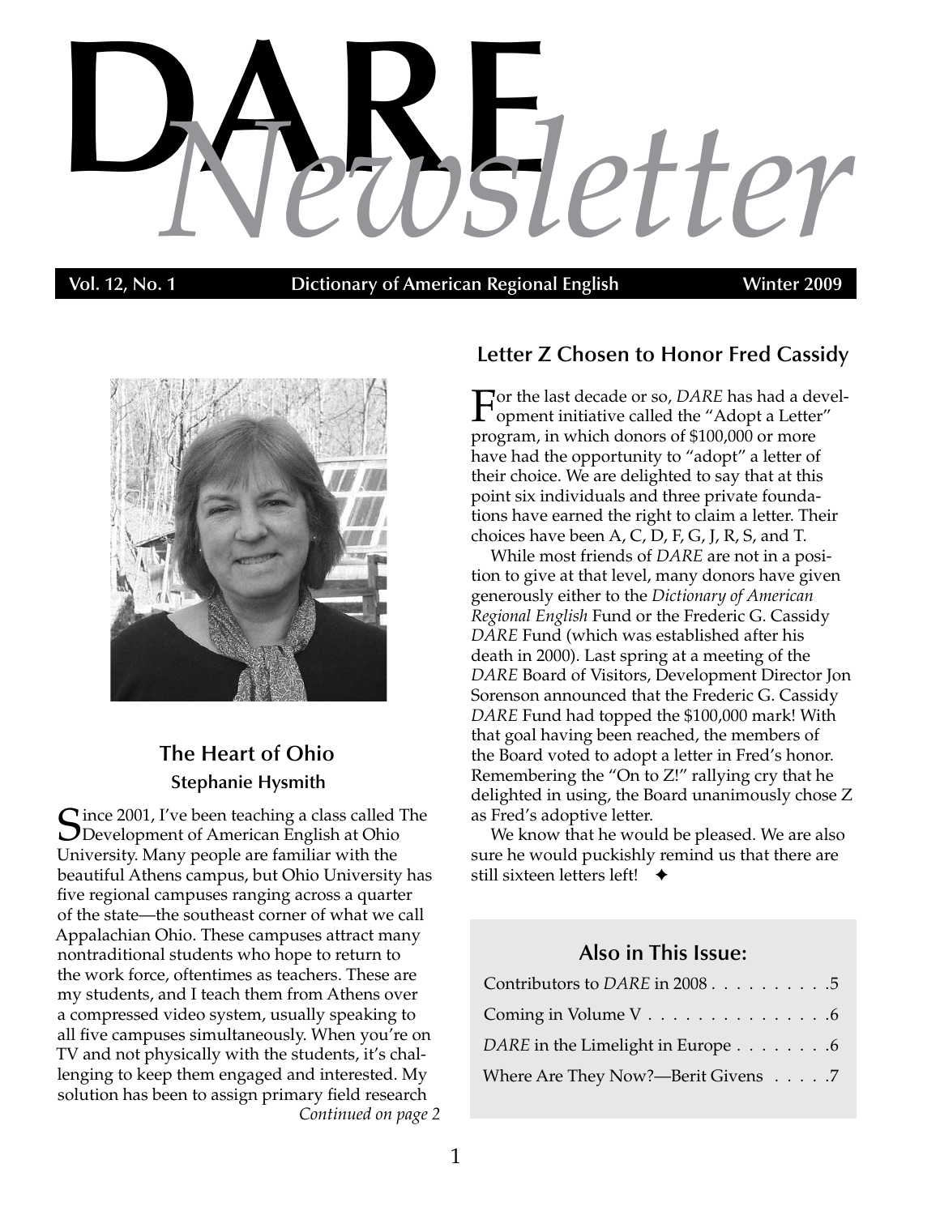# DARE *Newsletter*

**Vol. 12, No. 1 — Dictionary of American Regional English — Winter 2009**

## The Heart of Ohio

**Stephanie Hysmith**

Since 2001, I've been teaching a class called The Development of American English at Ohio University. Many people are familiar with the beautiful Athens campus, but Ohio University has five regional campuses ranging across a quarter of the state—the southeast corner of what we call Appalachian Ohio. These campuses attract many nontraditional students who hope to return to the work force, oftentimes as teachers. These are my students, and I teach them from Athens over a compressed video system, usually speaking to all five campuses simultaneously. When you're on TV and not physically with the students, it's challenging to keep them engaged and interested. My solution has been to assign primary field research

*Continued on page 2*

## Letter Z Chosen to Honor Fred Cassidy

For the last decade or so, *DARE* has had a development initiative called the "Adopt a Letter" program, in which donors of $100,000 or more have had the opportunity to "adopt" a letter of their choice. We are delighted to say that at this point six individuals and three private foundations have earned the right to claim a letter. Their choices have been A, C, D, F, G, J, R, S, and T.

While most friends of *DARE* are not in a position to give at that level, many donors have given generously either to the *Dictionary of American Regional English* Fund or the Frederic G. Cassidy *DARE* Fund (which was established after his death in 2000). Last spring at a meeting of the *DARE* Board of Visitors, Development Director Jon Sorenson announced that the Frederic G. Cassidy *DARE* Fund had topped the $100,000 mark! With that goal having been reached, the members of the Board voted to adopt a letter in Fred's honor. Remembering the "On to Z!" rallying cry that he delighted in using, the Board unanimously chose Z as Fred's adoptive letter.

We know that he would be pleased. We are also sure he would puckishly remind us that there are still sixteen letters left! ✦

### Also in This Issue:

- Contributors to *DARE* in 2008 . . . . . . . . . .5
- Coming in Volume V . . . . . . . . . . . . . . .6
- *DARE* in the Limelight in Europe . . . . . . . .6
- Where Are They Now?—Berit Givens . . . . .7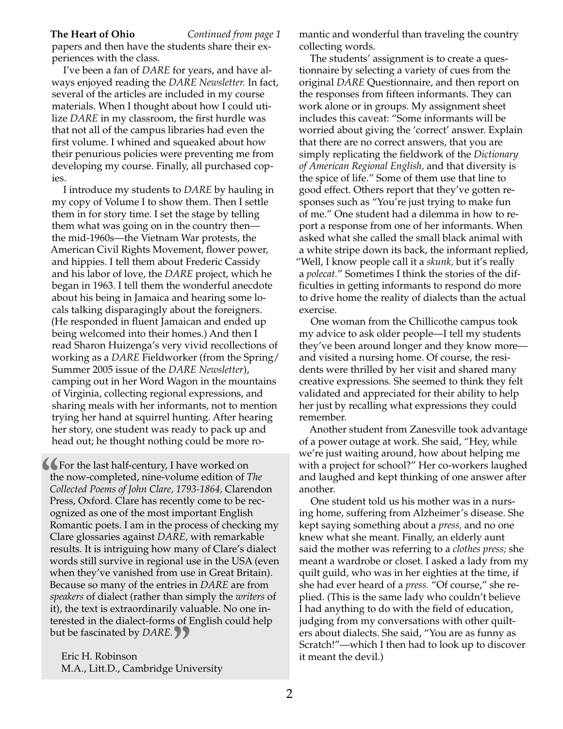**The Heart of Ohio** *Continued from page 1*

papers and then have the students share their experiences with the class.

I've been a fan of *DARE* for years, and have always enjoyed reading the *DARE Newsletter.* In fact, several of the articles are included in my course materials. When I thought about how I could utilize *DARE* in my classroom, the first hurdle was that not all of the campus libraries had even the first volume. I whined and squeaked about how their penurious policies were preventing me from developing my course. Finally, all purchased copies.

I introduce my students to *DARE* by hauling in my copy of Volume I to show them. Then I settle them in for story time. I set the stage by telling them what was going on in the country then—the mid-1960s—the Vietnam War protests, the American Civil Rights Movement, flower power, and hippies. I tell them about Frederic Cassidy and his labor of love, the *DARE* project, which he began in 1963. I tell them the wonderful anecdote about his being in Jamaica and hearing some locals talking disparagingly about the foreigners. (He responded in fluent Jamaican and ended up being welcomed into their homes.) And then I read Sharon Huizenga's very vivid recollections of working as a *DARE* Fieldworker (from the Spring/Summer 2005 issue of the *DARE Newsletter*), camping out in her Word Wagon in the mountains of Virginia, collecting regional expressions, and sharing meals with her informants, not to mention trying her hand at squirrel hunting. After hearing her story, one student was ready to pack up and head out; he thought nothing could be more romantic and wonderful than traveling the country collecting words.

The students' assignment is to create a questionnaire by selecting a variety of cues from the original *DARE* Questionnaire, and then report on the responses from fifteen informants. They can work alone or in groups. My assignment sheet includes this caveat: "Some informants will be worried about giving the 'correct' answer. Explain that there are no correct answers, that you are simply replicating the fieldwork of the *Dictionary of American Regional English,* and that diversity is the spice of life." Some of them use that line to good effect. Others report that they've gotten responses such as "You're just trying to make fun of me." One student had a dilemma in how to report a response from one of her informants. When asked what she called the small black animal with a white stripe down its back, the informant replied, "Well, I know people call it a *skunk,* but it's really a *polecat.*" Sometimes I think the stories of the difficulties in getting informants to respond do more to drive home the reality of dialects than the actual exercise.

One woman from the Chillicothe campus took my advice to ask older people—I tell my students they've been around longer and they know more—and visited a nursing home. Of course, the residents were thrilled by her visit and shared many creative expressions. She seemed to think they felt validated and appreciated for their ability to help her just by recalling what expressions they could remember.

Another student from Zanesville took advantage of a power outage at work. She said, "Hey, while we're just waiting around, how about helping me with a project for school?" Her co-workers laughed and laughed and kept thinking of one answer after another.

One student told us his mother was in a nursing home, suffering from Alzheimer's disease. She kept saying something about a *press,* and no one knew what she meant. Finally, an elderly aunt said the mother was referring to a *clothes press;* she meant a wardrobe or closet. I asked a lady from my quilt guild, who was in her eighties at the time, if she had ever heard of a *press.* "Of course," she replied. (This is the same lady who couldn't believe I had anything to do with the field of education, judging from my conversations with other quilters about dialects. She said, "You are as funny as Scratch!"—which I then had to look up to discover it meant the devil.)

> "For the last half-century, I have worked on the now-completed, nine-volume edition of *The Collected Poems of John Clare, 1793-1864,* Clarendon Press, Oxford. Clare has recently come to be recognized as one of the most important English Romantic poets. I am in the process of checking my Clare glossaries against *DARE,* with remarkable results. It is intriguing how many of Clare's dialect words still survive in regional use in the USA (even when they've vanished from use in Great Britain). Because so many of the entries in *DARE* are from *speakers* of dialect (rather than simply the *writers* of it), the text is extraordinarily valuable. No one interested in the dialect-forms of English could help but be fascinated by *DARE.*"
>
> Eric H. Robinson
> M.A., Litt.D., Cambridge University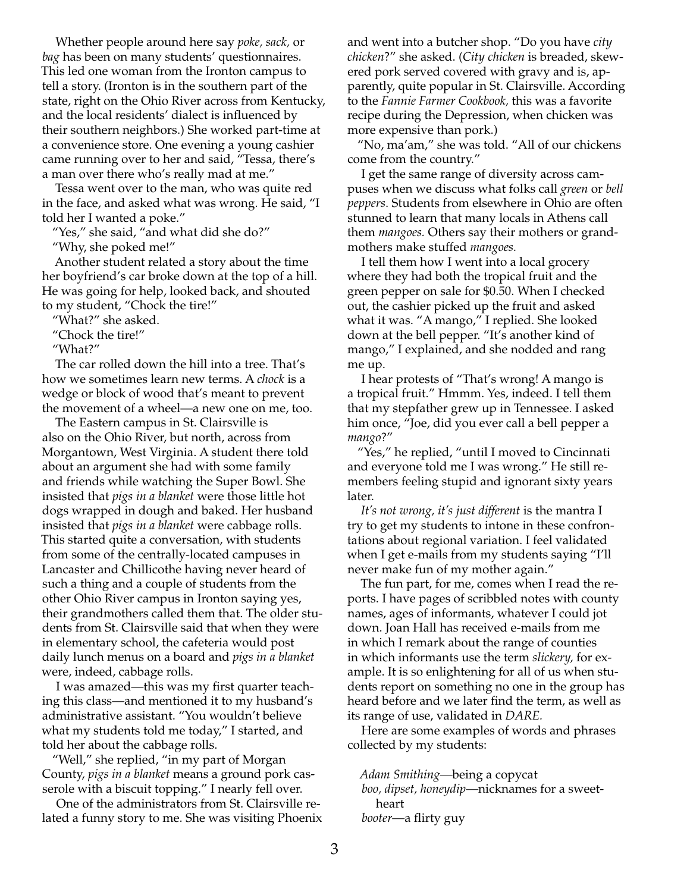Whether people around here say *poke, sack,* or *bag* has been on many students' questionnaires. This led one woman from the Ironton campus to tell a story. (Ironton is in the southern part of the state, right on the Ohio River across from Kentucky, and the local residents' dialect is influenced by their southern neighbors.) She worked part-time at a convenience store. One evening a young cashier came running over to her and said, "Tessa, there's a man over there who's really mad at me."

Tessa went over to the man, who was quite red in the face, and asked what was wrong. He said, "I told her I wanted a poke."

"Yes," she said, "and what did she do?"

"Why, she poked me!"

Another student related a story about the time her boyfriend's car broke down at the top of a hill. He was going for help, looked back, and shouted to my student, "Chock the tire!"

"What?" she asked.

"Chock the tire!"

"What?"

The car rolled down the hill into a tree. That's how we sometimes learn new terms. A *chock* is a wedge or block of wood that's meant to prevent the movement of a wheel—a new one on me, too.

The Eastern campus in St. Clairsville is also on the Ohio River, but north, across from Morgantown, West Virginia. A student there told about an argument she had with some family and friends while watching the Super Bowl. She insisted that *pigs in a blanket* were those little hot dogs wrapped in dough and baked. Her husband insisted that *pigs in a blanket* were cabbage rolls. This started quite a conversation, with students from some of the centrally-located campuses in Lancaster and Chillicothe having never heard of such a thing and a couple of students from the other Ohio River campus in Ironton saying yes, their grandmothers called them that. The older students from St. Clairsville said that when they were in elementary school, the cafeteria would post daily lunch menus on a board and *pigs in a blanket* were, indeed, cabbage rolls.

I was amazed—this was my first quarter teaching this class—and mentioned it to my husband's administrative assistant. "You wouldn't believe what my students told me today," I started, and told her about the cabbage rolls.

"Well," she replied, "in my part of Morgan County, *pigs in a blanket* means a ground pork casserole with a biscuit topping." I nearly fell over.

One of the administrators from St. Clairsville related a funny story to me. She was visiting Phoenix and went into a butcher shop. "Do you have *city chicken*?" she asked. (*City chicken* is breaded, skewered pork served covered with gravy and is, apparently, quite popular in St. Clairsville. According to the *Fannie Farmer Cookbook,* this was a favorite recipe during the Depression, when chicken was more expensive than pork.)

"No, ma'am," she was told. "All of our chickens come from the country."

I get the same range of diversity across campuses when we discuss what folks call *green* or *bell peppers*. Students from elsewhere in Ohio are often stunned to learn that many locals in Athens call them *mangoes.* Others say their mothers or grandmothers make stuffed *mangoes.*

I tell them how I went into a local grocery where they had both the tropical fruit and the green pepper on sale for $0.50. When I checked out, the cashier picked up the fruit and asked what it was. "A mango," I replied. She looked down at the bell pepper. "It's another kind of mango," I explained, and she nodded and rang me up.

I hear protests of "That's wrong! A mango is a tropical fruit." Hmmm. Yes, indeed. I tell them that my stepfather grew up in Tennessee. I asked him once, "Joe, did you ever call a bell pepper a *mango*?"

"Yes," he replied, "until I moved to Cincinnati and everyone told me I was wrong." He still remembers feeling stupid and ignorant sixty years later.

*It's not wrong, it's just different* is the mantra I try to get my students to intone in these confrontations about regional variation. I feel validated when I get e-mails from my students saying "I'll never make fun of my mother again."

The fun part, for me, comes when I read the reports. I have pages of scribbled notes with county names, ages of informants, whatever I could jot down. Joan Hall has received e-mails from me in which I remark about the range of counties in which informants use the term *slickery,* for example. It is so enlightening for all of us when students report on something no one in the group has heard before and we later find the term, as well as its range of use, validated in *DARE.*

Here are some examples of words and phrases collected by my students:

*Adam Smithing*—being a copycat
*boo, dipset, honeydip*—nicknames for a sweetheart
*booter*—a flirty guy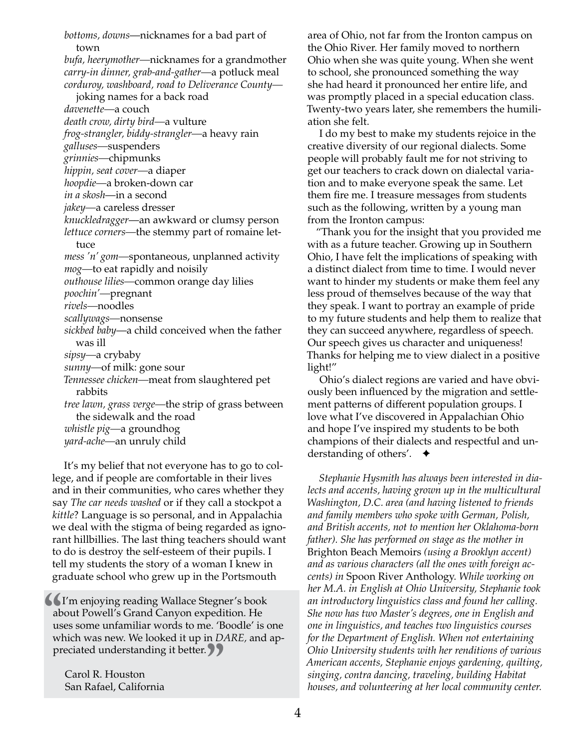*bottoms, downs*—nicknames for a bad part of town
*bufa, heerymother*—nicknames for a grandmother
*carry-in dinner, grab-and-gather*—a potluck meal
*corduroy, washboard, road to Deliverance County*—joking names for a back road
*davenette*—a couch
*death crow, dirty bird*—a vulture
*frog-strangler, biddy-strangler*—a heavy rain
*galluses*—suspenders
*grinnies*—chipmunks
*hippin, seat cover*—a diaper
*hoopdie*—a broken-down car
*in a skosh*—in a second
*jakey*—a careless dresser
*knuckledragger*—an awkward or clumsy person
*lettuce corners*—the stemmy part of romaine lettuce
*mess 'n' gom*—spontaneous, unplanned activity
*mog*—to eat rapidly and noisily
*outhouse lilies*—common orange day lilies
*poochin'*—pregnant
*rivels*—noodles
*scallywags*—nonsense
*sickbed baby*—a child conceived when the father was ill
*sipsy*—a crybaby
*sunny*—of milk: gone sour
*Tennessee chicken*—meat from slaughtered pet rabbits
*tree lawn, grass verge*—the strip of grass between the sidewalk and the road
*whistle pig*—a groundhog
*yard-ache*—an unruly child

It's my belief that not everyone has to go to college, and if people are comfortable in their lives and in their communities, who cares whether they say *The car needs washed* or if they call a stockpot a *kittle*? Language is so personal, and in Appalachia we deal with the stigma of being regarded as ignorant hillbillies. The last thing teachers should want to do is destroy the self-esteem of their pupils. I tell my students the story of a woman I knew in graduate school who grew up in the Portsmouth area of Ohio, not far from the Ironton campus on the Ohio River. Her family moved to northern Ohio when she was quite young. When she went to school, she pronounced something the way she had heard it pronounced her entire life, and was promptly placed in a special education class. Twenty-two years later, she remembers the humiliation she felt.

I do my best to make my students rejoice in the creative diversity of our regional dialects. Some people will probably fault me for not striving to get our teachers to crack down on dialectal variation and to make everyone speak the same. Let them fire me. I treasure messages from students such as the following, written by a young man from the Ironton campus:

"Thank you for the insight that you provided me with as a future teacher. Growing up in Southern Ohio, I have felt the implications of speaking with a distinct dialect from time to time. I would never want to hinder my students or make them feel any less proud of themselves because of the way that they speak. I want to portray an example of pride to my future students and help them to realize that they can succeed anywhere, regardless of speech. Our speech gives us character and uniqueness! Thanks for helping me to view dialect in a positive light!"

Ohio's dialect regions are varied and have obviously been influenced by the migration and settlement patterns of different population groups. I love what I've discovered in Appalachian Ohio and hope I've inspired my students to be both champions of their dialects and respectful and understanding of others'. ✦

*Stephanie Hysmith has always been interested in dialects and accents, having grown up in the multicultural Washington, D.C. area (and having listened to friends and family members who spoke with German, Polish, and British accents, not to mention her Oklahoma-born father). She has performed on stage as the mother in* Brighton Beach Memoirs *(using a Brooklyn accent) and as various characters (all the ones with foreign accents) in* Spoon River Anthology. *While working on her M.A. in English at Ohio University, Stephanie took an introductory linguistics class and found her calling. She now has two Master's degrees, one in English and one in linguistics, and teaches two linguistics courses for the Department of English. When not entertaining Ohio University students with her renditions of various American accents, Stephanie enjoys gardening, quilting, singing, contra dancing, traveling, building Habitat houses, and volunteering at her local community center.*

> "I'm enjoying reading Wallace Stegner's book about Powell's Grand Canyon expedition. He uses some unfamiliar words to me. 'Boodle' is one which was new. We looked it up in *DARE*, and appreciated understanding it better."
>
> Carol R. Houston
> San Rafael, California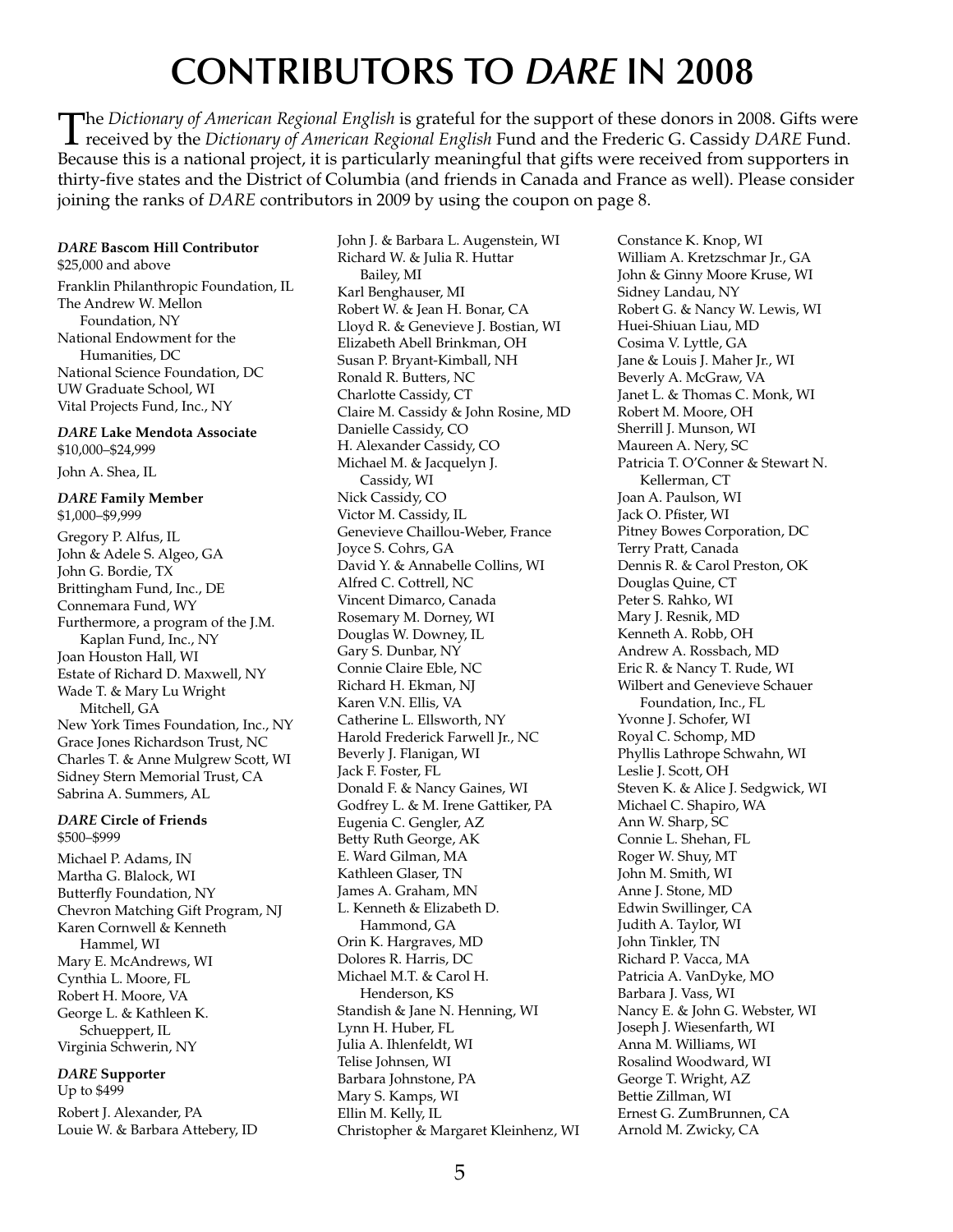# CONTRIBUTORS TO *DARE* IN 2008

The *Dictionary of American Regional English* is grateful for the support of these donors in 2008. Gifts were received by the *Dictionary of American Regional English* Fund and the Frederic G. Cassidy *DARE* Fund. Because this is a national project, it is particularly meaningful that gifts were received from supporters in thirty-five states and the District of Columbia (and friends in Canada and France as well). Please consider joining the ranks of *DARE* contributors in 2009 by using the coupon on page 8.

***DARE* Bascom Hill Contributor**
$25,000 and above

Franklin Philanthropic Foundation, IL
The Andrew W. Mellon Foundation, NY
National Endowment for the Humanities, DC
National Science Foundation, DC
UW Graduate School, WI
Vital Projects Fund, Inc., NY

***DARE* Lake Mendota Associate**
$10,000–$24,999

John A. Shea, IL

***DARE* Family Member**
$1,000–$9,999

Gregory P. Alfus, IL
John & Adele S. Algeo, GA
John G. Bordie, TX
Brittingham Fund, Inc., DE
Connemara Fund, WY
Furthermore, a program of the J.M. Kaplan Fund, Inc., NY
Joan Houston Hall, WI
Estate of Richard D. Maxwell, NY
Wade T. & Mary Lu Wright Mitchell, GA
New York Times Foundation, Inc., NY
Grace Jones Richardson Trust, NC
Charles T. & Anne Mulgrew Scott, WI
Sidney Stern Memorial Trust, CA
Sabrina A. Summers, AL

***DARE* Circle of Friends**
$500–$999

Michael P. Adams, IN
Martha G. Blalock, WI
Butterfly Foundation, NY
Chevron Matching Gift Program, NJ
Karen Cornwell & Kenneth Hammel, WI
Mary E. McAndrews, WI
Cynthia L. Moore, FL
Robert H. Moore, VA
George L. & Kathleen K. Schueppert, IL
Virginia Schwerin, NY

***DARE* Supporter**
Up to $499

Robert J. Alexander, PA
Louie W. & Barbara Attebery, ID
John J. & Barbara L. Augenstein, WI
Richard W. & Julia R. Huttar Bailey, MI
Karl Benghauser, MI
Robert W. & Jean H. Bonar, CA
Lloyd R. & Genevieve J. Bostian, WI
Elizabeth Abell Brinkman, OH
Susan P. Bryant-Kimball, NH
Ronald R. Butters, NC
Charlotte Cassidy, CT
Claire M. Cassidy & John Rosine, MD
Danielle Cassidy, CO
H. Alexander Cassidy, CO
Michael M. & Jacquelyn J. Cassidy, WI
Nick Cassidy, CO
Victor M. Cassidy, IL
Genevieve Chaillou-Weber, France
Joyce S. Cohrs, GA
David Y. & Annabelle Collins, WI
Alfred C. Cottrell, NC
Vincent Dimarco, Canada
Rosemary M. Dorney, WI
Douglas W. Downey, IL
Gary S. Dunbar, NY
Connie Claire Eble, NC
Richard H. Ekman, NJ
Karen V.N. Ellis, VA
Catherine L. Ellsworth, NY
Harold Frederick Farwell Jr., NC
Beverly J. Flanigan, WI
Jack F. Foster, FL
Donald F. & Nancy Gaines, WI
Godfrey L. & M. Irene Gattiker, PA
Eugenia C. Gengler, AZ
Betty Ruth George, AK
E. Ward Gilman, MA
Kathleen Glaser, TN
James A. Graham, MN
L. Kenneth & Elizabeth D. Hammond, GA
Orin K. Hargraves, MD
Dolores R. Harris, DC
Michael M.T. & Carol H. Henderson, KS
Standish & Jane N. Henning, WI
Lynn H. Huber, FL
Julia A. Ihlenfeldt, WI
Telise Johnsen, WI
Barbara Johnstone, PA
Mary S. Kamps, WI
Ellin M. Kelly, IL
Christopher & Margaret Kleinhenz, WI
Constance K. Knop, WI
William A. Kretzschmar Jr., GA
John & Ginny Moore Kruse, WI
Sidney Landau, NY
Robert G. & Nancy W. Lewis, WI
Huei-Shiuan Liau, MD
Cosima V. Lyttle, GA
Jane & Louis J. Maher Jr., WI
Beverly A. McGraw, VA
Janet L. & Thomas C. Monk, WI
Robert M. Moore, OH
Sherrill J. Munson, WI
Maureen A. Nery, SC
Patricia T. O'Conner & Stewart N. Kellerman, CT
Joan A. Paulson, WI
Jack O. Pfister, WI
Pitney Bowes Corporation, DC
Terry Pratt, Canada
Dennis R. & Carol Preston, OK
Douglas Quine, CT
Peter S. Rahko, WI
Mary J. Resnik, MD
Kenneth A. Robb, OH
Andrew A. Rossbach, MD
Eric R. & Nancy T. Rude, WI
Wilbert and Genevieve Schauer Foundation, Inc., FL
Yvonne J. Schofer, WI
Royal C. Schomp, MD
Phyllis Lathrope Schwahn, WI
Leslie J. Scott, OH
Steven K. & Alice J. Sedgwick, WI
Michael C. Shapiro, WA
Ann W. Sharp, SC
Connie L. Shehan, FL
Roger W. Shuy, MT
John M. Smith, WI
Anne J. Stone, MD
Edwin Swillinger, CA
Judith A. Taylor, WI
John Tinkler, TN
Richard P. Vacca, MA
Patricia A. VanDyke, MO
Barbara J. Vass, WI
Nancy E. & John G. Webster, WI
Joseph J. Wiesenfarth, WI
Anna M. Williams, WI
Rosalind Woodward, WI
George T. Wright, AZ
Bettie Zillman, WI
Ernest G. ZumBrunnen, CA
Arnold M. Zwicky, CA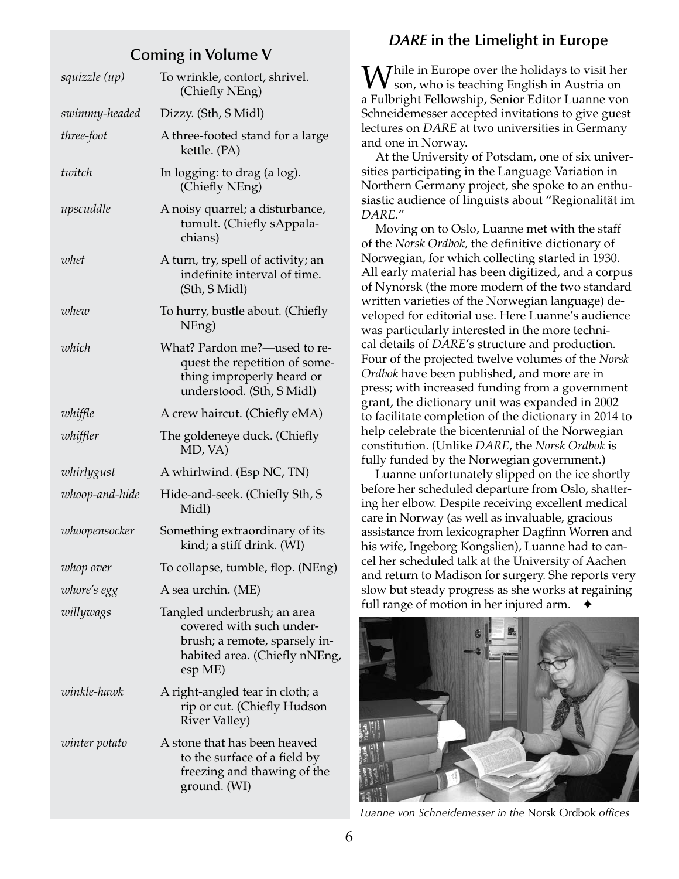## Coming in Volume V

| | |
|---|---|
| *squizzle (up)* | To wrinkle, contort, shrivel. (Chiefly NEng) |
| *swimmy-headed* | Dizzy. (Sth, S Midl) |
| *three-foot* | A three-footed stand for a large kettle. (PA) |
| *twitch* | In logging: to drag (a log). (Chiefly NEng) |
| *upscuddle* | A noisy quarrel; a disturbance, tumult. (Chiefly sAppalachians) |
| *whet* | A turn, try, spell of activity; an indefinite interval of time. (Sth, S Midl) |
| *whew* | To hurry, bustle about. (Chiefly NEng) |
| *which* | What? Pardon me?—used to request the repetition of something improperly heard or understood. (Sth, S Midl) |
| *whiffle* | A crew haircut. (Chiefly eMA) |
| *whiffler* | The goldeneye duck. (Chiefly MD, VA) |
| *whirlygust* | A whirlwind. (Esp NC, TN) |
| *whoop-and-hide* | Hide-and-seek. (Chiefly Sth, S Midl) |
| *whoopensocker* | Something extraordinary of its kind; a stiff drink. (WI) |
| *whop over* | To collapse, tumble, flop. (NEng) |
| *whore's egg* | A sea urchin. (ME) |
| *willywags* | Tangled underbrush; an area covered with such underbrush; a remote, sparsely inhabited area. (Chiefly nNEng, esp ME) |
| *winkle-hawk* | A right-angled tear in cloth; a rip or cut. (Chiefly Hudson River Valley) |
| *winter potato* | A stone that has been heaved to the surface of a field by freezing and thawing of the ground. (WI) |

## *DARE* in the Limelight in Europe

While in Europe over the holidays to visit her son, who is teaching English in Austria on a Fulbright Fellowship, Senior Editor Luanne von Schneidemesser accepted invitations to give guest lectures on *DARE* at two universities in Germany and one in Norway.

At the University of Potsdam, one of six universities participating in the Language Variation in Northern Germany project, she spoke to an enthusiastic audience of linguists about "Regionalität im *DARE*."

Moving on to Oslo, Luanne met with the staff of the *Norsk Ordbok,* the definitive dictionary of Norwegian, for which collecting started in 1930. All early material has been digitized, and a corpus of Nynorsk (the more modern of the two standard written varieties of the Norwegian language) developed for editorial use. Here Luanne's audience was particularly interested in the more technical details of *DARE*'s structure and production. Four of the projected twelve volumes of the *Norsk Ordbok* have been published, and more are in press; with increased funding from a government grant, the dictionary unit was expanded in 2002 to facilitate completion of the dictionary in 2014 to help celebrate the bicentennial of the Norwegian constitution. (Unlike *DARE*, the *Norsk Ordbok* is fully funded by the Norwegian government.)

Luanne unfortunately slipped on the ice shortly before her scheduled departure from Oslo, shattering her elbow. Despite receiving excellent medical care in Norway (as well as invaluable, gracious assistance from lexicographer Dagfinn Worren and his wife, Ingeborg Kongslien), Luanne had to cancel her scheduled talk at the University of Aachen and return to Madison for surgery. She reports very slow but steady progress as she works at regaining full range of motion in her injured arm. ✦

*Luanne von Schneidemesser in the* Norsk Ordbok *offices*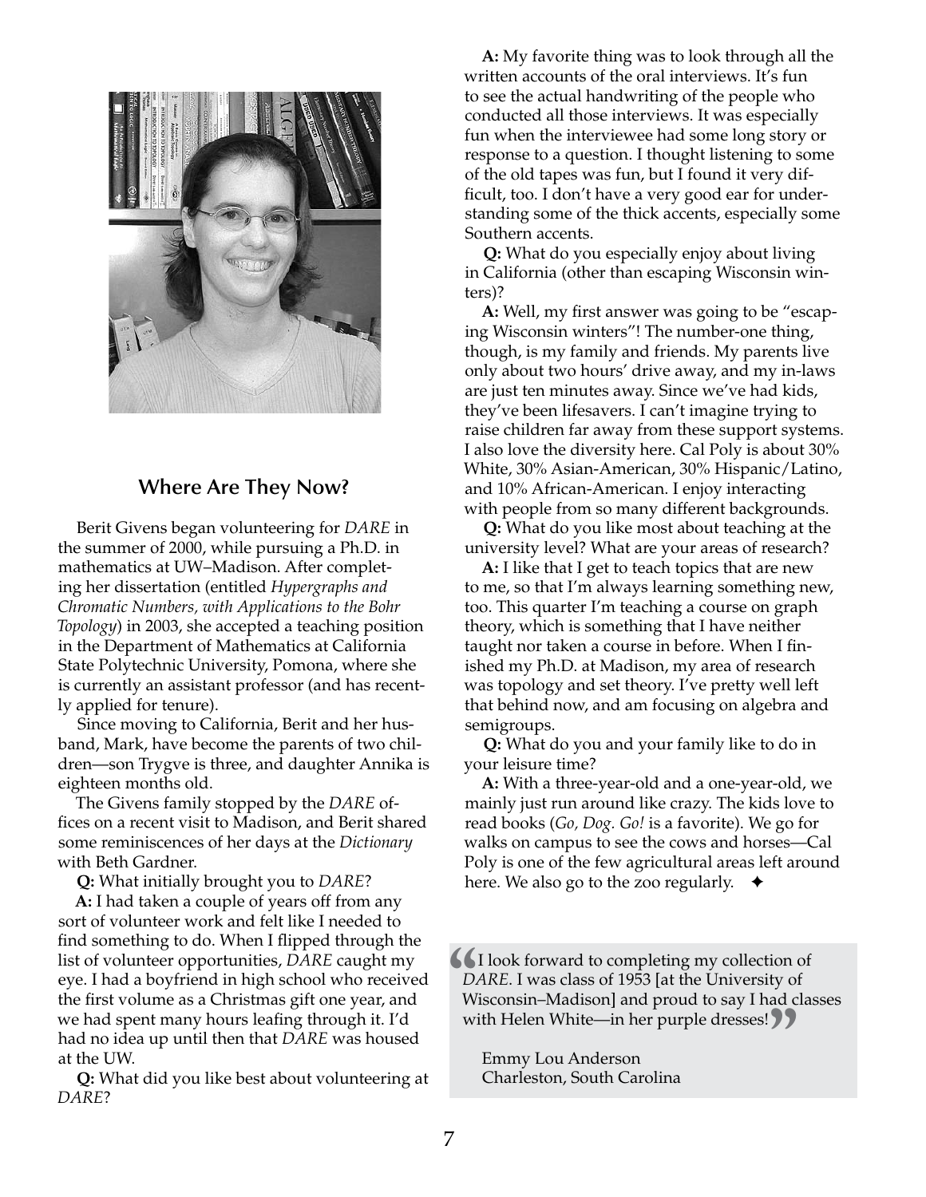## Where Are They Now?

Berit Givens began volunteering for *DARE* in the summer of 2000, while pursuing a Ph.D. in mathematics at UW–Madison. After completing her dissertation (entitled *Hypergraphs and Chromatic Numbers, with Applications to the Bohr Topology*) in 2003, she accepted a teaching position in the Department of Mathematics at California State Polytechnic University, Pomona, where she is currently an assistant professor (and has recently applied for tenure).

Since moving to California, Berit and her husband, Mark, have become the parents of two children—son Trygve is three, and daughter Annika is eighteen months old.

The Givens family stopped by the *DARE* offices on a recent visit to Madison, and Berit shared some reminiscences of her days at the *Dictionary* with Beth Gardner.

**Q:** What initially brought you to *DARE*?

**A:** I had taken a couple of years off from any sort of volunteer work and felt like I needed to find something to do. When I flipped through the list of volunteer opportunities, *DARE* caught my eye. I had a boyfriend in high school who received the first volume as a Christmas gift one year, and we had spent many hours leafing through it. I'd had no idea up until then that *DARE* was housed at the UW.

**Q:** What did you like best about volunteering at *DARE*?

**A:** My favorite thing was to look through all the written accounts of the oral interviews. It's fun to see the actual handwriting of the people who conducted all those interviews. It was especially fun when the interviewee had some long story or response to a question. I thought listening to some of the old tapes was fun, but I found it very difficult, too. I don't have a very good ear for understanding some of the thick accents, especially some Southern accents.

**Q:** What do you especially enjoy about living in California (other than escaping Wisconsin winters)?

**A:** Well, my first answer was going to be "escaping Wisconsin winters"! The number-one thing, though, is my family and friends. My parents live only about two hours' drive away, and my in-laws are just ten minutes away. Since we've had kids, they've been lifesavers. I can't imagine trying to raise children far away from these support systems. I also love the diversity here. Cal Poly is about 30% White, 30% Asian-American, 30% Hispanic/Latino, and 10% African-American. I enjoy interacting with people from so many different backgrounds.

**Q:** What do you like most about teaching at the university level? What are your areas of research?

**A:** I like that I get to teach topics that are new to me, so that I'm always learning something new, too. This quarter I'm teaching a course on graph theory, which is something that I have neither taught nor taken a course in before. When I finished my Ph.D. at Madison, my area of research was topology and set theory. I've pretty well left that behind now, and am focusing on algebra and semigroups.

**Q:** What do you and your family like to do in your leisure time?

**A:** With a three-year-old and a one-year-old, we mainly just run around like crazy. The kids love to read books (*Go, Dog. Go!* is a favorite). We go for walks on campus to see the cows and horses—Cal Poly is one of the few agricultural areas left around here. We also go to the zoo regularly. ✦

> "I look forward to completing my collection of *DARE*. I was class of 1953 [at the University of Wisconsin–Madison] and proud to say I had classes with Helen White—in her purple dresses!"
>
> Emmy Lou Anderson
> Charleston, South Carolina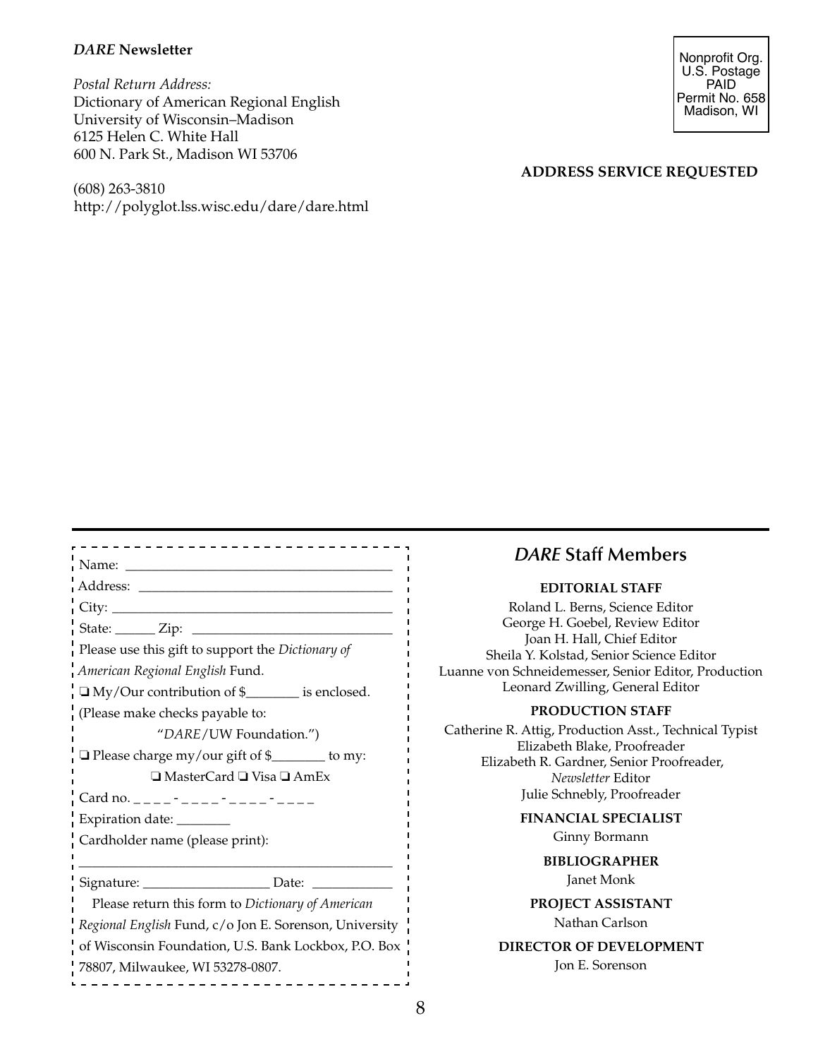***DARE*** **Newsletter**

*Postal Return Address:*
Dictionary of American Regional English
University of Wisconsin–Madison
6125 Helen C. White Hall
600 N. Park St., Madison WI 53706

(608) 263-3810
http://polyglot.lss.wisc.edu/dare/dare.html

Nonprofit Org.
U.S. Postage
PAID
Permit No. 658
Madison, WI

**ADDRESS SERVICE REQUESTED**

---

Name: ______________________________________

Address: ____________________________________

City: _______________________________________

State: ______ Zip: ____________________________

Please use this gift to support the *Dictionary of American Regional English* Fund.

❏ My/Our contribution of $________ is enclosed.

(Please make checks payable to: "*DARE*/UW Foundation.")

❏ Please charge my/our gift of $________ to my:

❏ MasterCard ❏ Visa ❏ AmEx

Card no. _ _ _ _ - _ _ _ _ - _ _ _ _ - _ _ _ _

Expiration date: ________

Cardholder name (please print):

_____________________________________________

Signature: __________________ Date: ___________

Please return this form to *Dictionary of American Regional English* Fund, c/o Jon E. Sorenson, University of Wisconsin Foundation, U.S. Bank Lockbox, P.O. Box 78807, Milwaukee, WI 53278-0807.

## *DARE* Staff Members

**EDITORIAL STAFF**

Roland L. Berns, Science Editor
George H. Goebel, Review Editor
Joan H. Hall, Chief Editor
Sheila Y. Kolstad, Senior Science Editor
Luanne von Schneidemesser, Senior Editor, Production
Leonard Zwilling, General Editor

**PRODUCTION STAFF**

Catherine R. Attig, Production Asst., Technical Typist
Elizabeth Blake, Proofreader
Elizabeth R. Gardner, Senior Proofreader, *Newsletter* Editor
Julie Schnebly, Proofreader

**FINANCIAL SPECIALIST**

Ginny Bormann

**BIBLIOGRAPHER**

Janet Monk

**PROJECT ASSISTANT**

Nathan Carlson

**DIRECTOR OF DEVELOPMENT**

Jon E. Sorenson